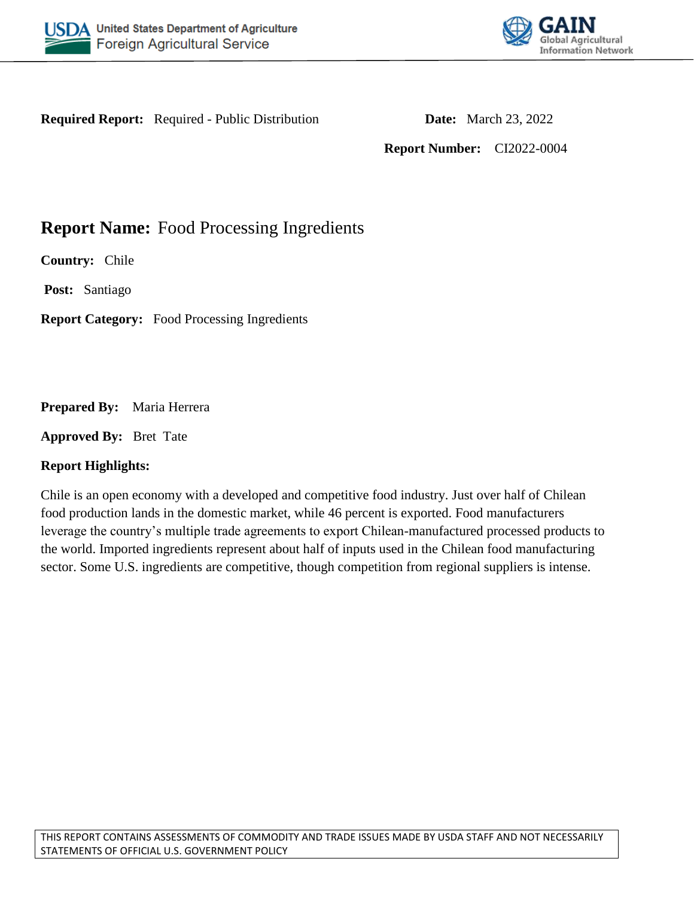**Required Report:** Required - Public Distribution

**Date:** March 23, 2022

**Report Number:** CI2022-0004

# **Report Name:** Food Processing Ingredients

**Country:** Chile

**Post:** Santiago

**Report Category:** Food Processing Ingredients

**Prepared By:** Maria Herrera

**Approved By:** Bret Tate

**Report Highlights:**

Chile is an open economy with a developed and competitive food industry. Just over half of Chilean food production lands in the domestic market, while 46 percent is exported. Food manufacturers leverage the country's multiple trade agreements to export Chilean-manufactured processed products to the world. Imported ingredients represent about half of inputs used in the Chilean food manufacturing sector. Some U.S. ingredients are competitive, though competition from regional suppliers is intense.

THIS REPORT CONTAINS ASSESSMENTS OF COMMODITY AND TRADE ISSUES MADE BY USDA STAFF AND NOT NECESSARILY STATEMENTS OF OFFICIAL U.S. GOVERNMENT POLICY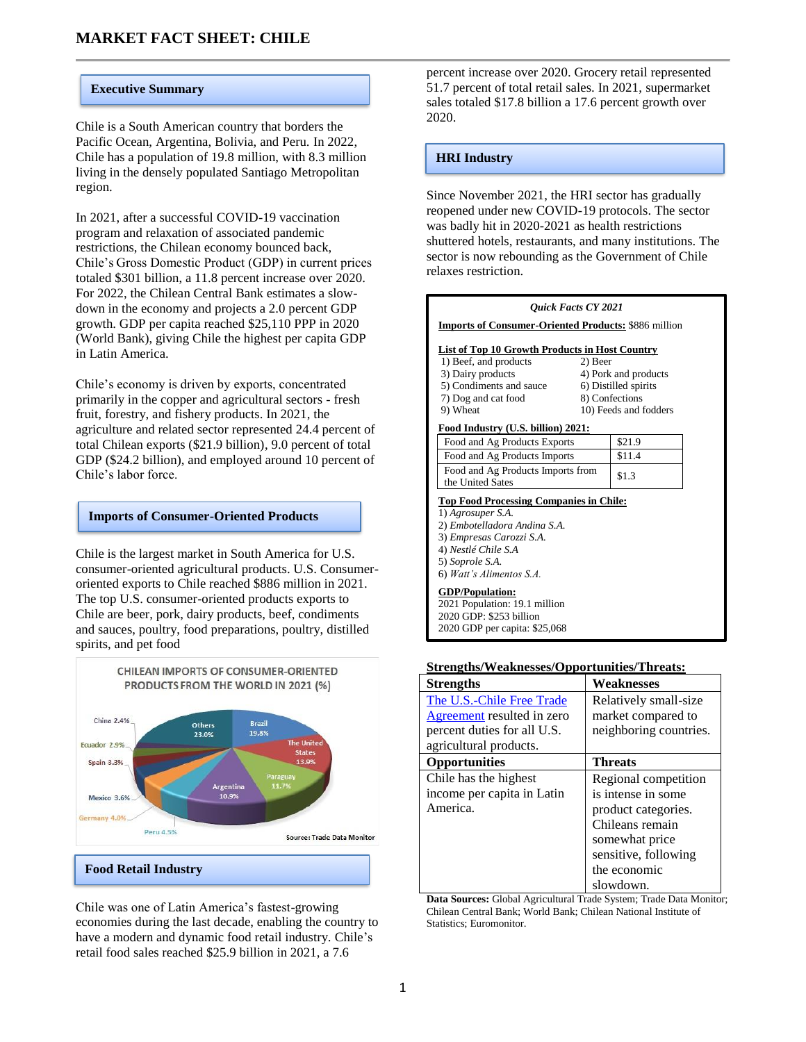# MARKET FACT SHEET: CHILE

## Executive Summary

Chile is a South American country that borders the Pacific Ocean, Argentina, Bolivia, and Peru. In 2022, Chile has a population of 19.8 million, with 8.3 million living in the densely populated Santiago Metropolitan region.

In 2021, after a successful COVID-19 vaccination program and relaxation of associated pandemic restrictions, the Chilean economy bounced back, Chile's Gross Domestic Product (GDP) in current prices totaled $301 billion, a 11.8 percent increase over 2020. For 2022, the Chilean Central Bank estimates a slow-down in the economy and projects a 2.0 percent GDP growth. GDP per capita reached $25,110 PPP in 2020 (World Bank), giving Chile the highest per capita GDP in Latin America.

Chile's economy is driven by exports, concentrated primarily in the copper and agricultural sectors - fresh fruit, forestry, and fishery products. In 2021, the agriculture and related sector represented 24.4 percent of total Chilean exports ($21.9 billion), 9.0 percent of total GDP ($24.2 billion), and employed around 10 percent of Chile's labor force.

## Imports of Consumer-Oriented Products

Chile is the largest market in South America for U.S. consumer-oriented agricultural products. U.S. Consumer-oriented exports to Chile reached $886 million in 2021. The top U.S. consumer-oriented products exports to Chile are beer, pork, dairy products, beef, condiments and sauces, poultry, food preparations, poultry, distilled spirits, and pet food

CHILEAN IMPORTS OF CONSUMER-ORIENTED PRODUCTS FROM THE WORLD IN 2021 (%)

| Country | % |
|---|---|
| Brazil | 19.8% |
| The United States | 13.9% |
| Paraguay | 11.7% |
| Argentina | 10.9% |
| Peru | 4.5% |
| Germany | 4.0% |
| Mexico | 3.6% |
| Spain | 3.3% |
| Ecuador | 2.9% |
| China | 2.4% |
| Others | 23.0% |

Source: Trade Data Monitor

## Food Retail Industry

Chile was one of Latin America's fastest-growing economies during the last decade, enabling the country to have a modern and dynamic food retail industry. Chile's retail food sales reached $25.9 billion in 2021, a 7.6 percent increase over 2020. Grocery retail represented 51.7 percent of total retail sales. In 2021, supermarket sales totaled $17.8 billion a 17.6 percent growth over 2020.

## HRI Industry

Since November 2021, the HRI sector has gradually reopened under new COVID-19 protocols. The sector was badly hit in 2020-2021 as health restrictions shuttered hotels, restaurants, and many institutions. The sector is now rebounding as the Government of Chile relaxes restriction.

### *Quick Facts CY 2021*

**Imports of Consumer-Oriented Products:** $886 million

**List of Top 10 Growth Products in Host Country**

1) Beef, and products
2) Beer
3) Dairy products
4) Pork and products
5) Condiments and sauce
6) Distilled spirits
7) Dog and cat food
8) Confections
9) Wheat
10) Feeds and fodders

**Food Industry (U.S. billion) 2021:**

| | |
|---|---|
| Food and Ag Products Exports | $21.9 |
| Food and Ag Products Imports | $11.4 |
| Food and Ag Products Imports from the United Sates | $1.3 |

**Top Food Processing Companies in Chile:**

1) *Agrosuper S.A.*
2) *Embotelladora Andina S.A.*
3) *Empresas Carozzi S.A.*
4) *Nestlé Chile S.A*
5) *Soprole S.A.*
6) *Watt's Alimentos S.A.*

**GDP/Population:**

2021 Population: 19.1 million
2020 GDP: $253 billion
2020 GDP per capita: $25,068

**Strengths/Weaknesses/Opportunities/Threats:**

| Strengths | Weaknesses |
|---|---|
| The U.S.-Chile Free Trade Agreement resulted in zero percent duties for all U.S. agricultural products. | Relatively small-size market compared to neighboring countries. |
| **Opportunities** | **Threats** |
| Chile has the highest income per capita in Latin America. | Regional competition is intense in some product categories. Chileans remain somewhat price sensitive, following the economic slowdown. |

**Data Sources:** Global Agricultural Trade System; Trade Data Monitor; Chilean Central Bank; World Bank; Chilean National Institute of Statistics; Euromonitor.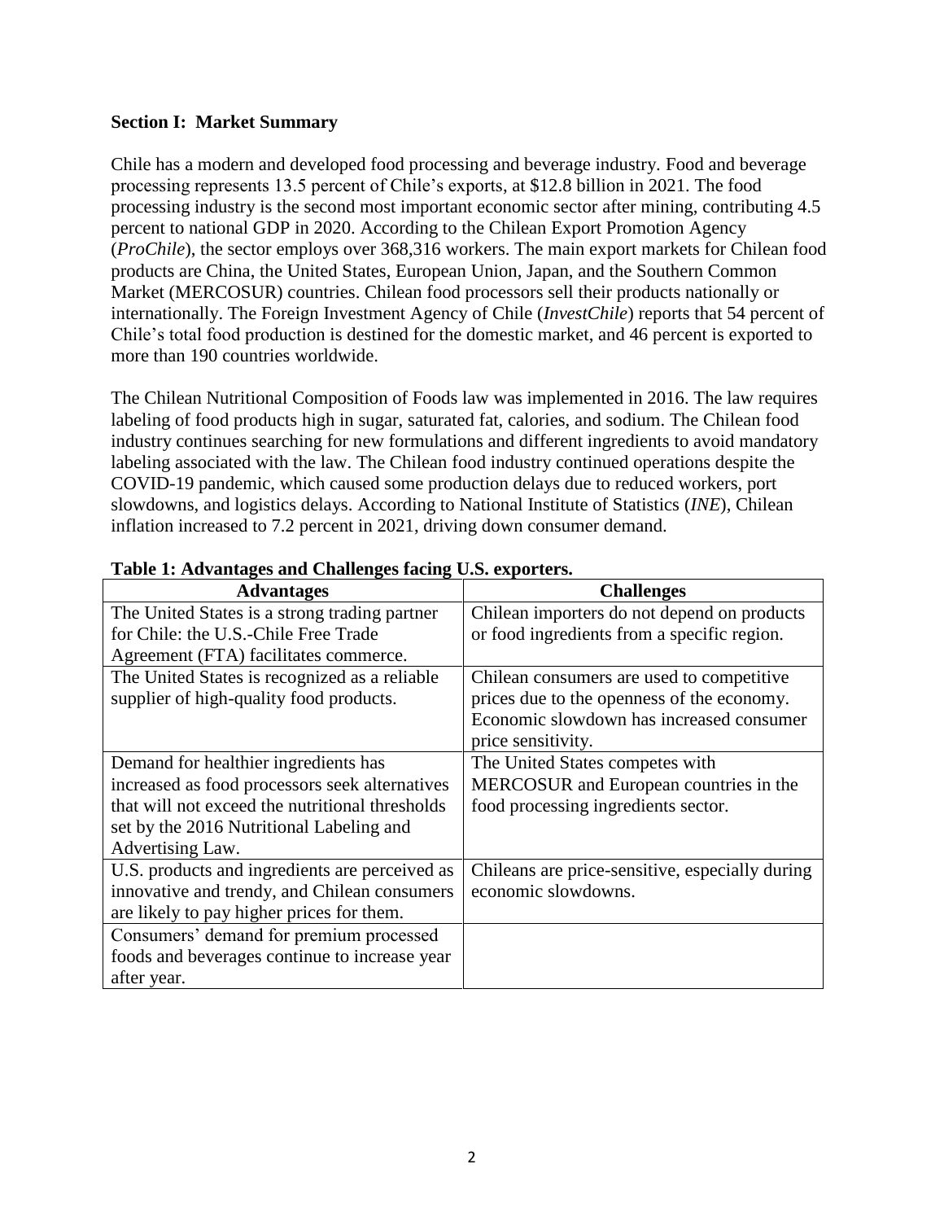## Section I: Market Summary

Chile has a modern and developed food processing and beverage industry. Food and beverage processing represents 13.5 percent of Chile's exports, at $12.8 billion in 2021. The food processing industry is the second most important economic sector after mining, contributing 4.5 percent to national GDP in 2020. According to the Chilean Export Promotion Agency (*ProChile*), the sector employs over 368,316 workers. The main export markets for Chilean food products are China, the United States, European Union, Japan, and the Southern Common Market (MERCOSUR) countries. Chilean food processors sell their products nationally or internationally. The Foreign Investment Agency of Chile (*InvestChile*) reports that 54 percent of Chile's total food production is destined for the domestic market, and 46 percent is exported to more than 190 countries worldwide.

The Chilean Nutritional Composition of Foods law was implemented in 2016. The law requires labeling of food products high in sugar, saturated fat, calories, and sodium. The Chilean food industry continues searching for new formulations and different ingredients to avoid mandatory labeling associated with the law. The Chilean food industry continued operations despite the COVID-19 pandemic, which caused some production delays due to reduced workers, port slowdowns, and logistics delays. According to National Institute of Statistics (*INE*), Chilean inflation increased to 7.2 percent in 2021, driving down consumer demand.

**Table 1: Advantages and Challenges facing U.S. exporters.**

| Advantages | Challenges |
| --- | --- |
| The United States is a strong trading partner for Chile: the U.S.-Chile Free Trade Agreement (FTA) facilitates commerce. | Chilean importers do not depend on products or food ingredients from a specific region. |
| The United States is recognized as a reliable supplier of high-quality food products. | Chilean consumers are used to competitive prices due to the openness of the economy. Economic slowdown has increased consumer price sensitivity. |
| Demand for healthier ingredients has increased as food processors seek alternatives that will not exceed the nutritional thresholds set by the 2016 Nutritional Labeling and Advertising Law. | The United States competes with MERCOSUR and European countries in the food processing ingredients sector. |
| U.S. products and ingredients are perceived as innovative and trendy, and Chilean consumers are likely to pay higher prices for them. | Chileans are price-sensitive, especially during economic slowdowns. |
| Consumers' demand for premium processed foods and beverages continue to increase year after year. | |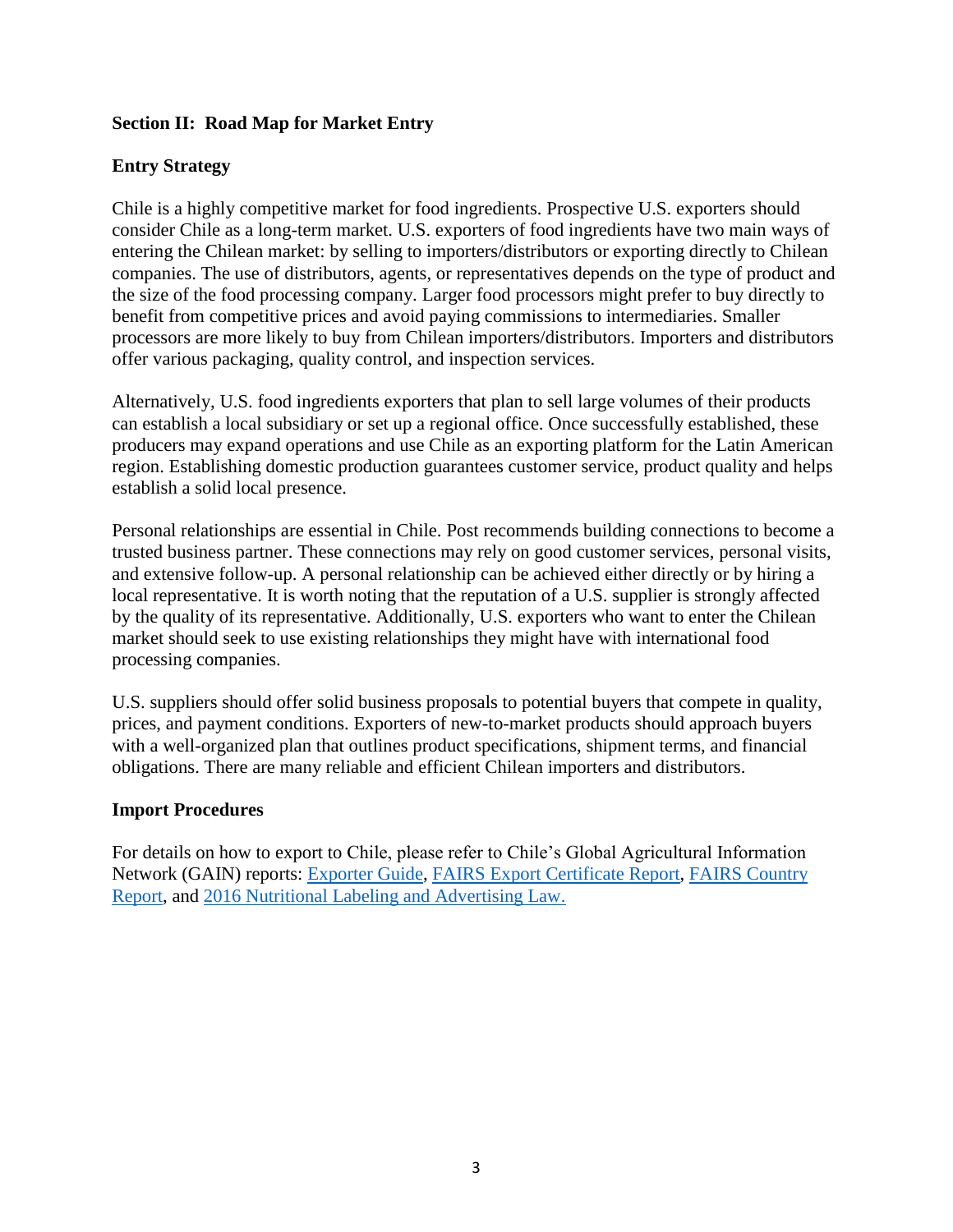## Section II: Road Map for Market Entry

### Entry Strategy

Chile is a highly competitive market for food ingredients. Prospective U.S. exporters should consider Chile as a long-term market. U.S. exporters of food ingredients have two main ways of entering the Chilean market: by selling to importers/distributors or exporting directly to Chilean companies. The use of distributors, agents, or representatives depends on the type of product and the size of the food processing company. Larger food processors might prefer to buy directly to benefit from competitive prices and avoid paying commissions to intermediaries. Smaller processors are more likely to buy from Chilean importers/distributors. Importers and distributors offer various packaging, quality control, and inspection services.

Alternatively, U.S. food ingredients exporters that plan to sell large volumes of their products can establish a local subsidiary or set up a regional office. Once successfully established, these producers may expand operations and use Chile as an exporting platform for the Latin American region. Establishing domestic production guarantees customer service, product quality and helps establish a solid local presence.

Personal relationships are essential in Chile. Post recommends building connections to become a trusted business partner. These connections may rely on good customer services, personal visits, and extensive follow-up. A personal relationship can be achieved either directly or by hiring a local representative. It is worth noting that the reputation of a U.S. supplier is strongly affected by the quality of its representative. Additionally, U.S. exporters who want to enter the Chilean market should seek to use existing relationships they might have with international food processing companies.

U.S. suppliers should offer solid business proposals to potential buyers that compete in quality, prices, and payment conditions. Exporters of new-to-market products should approach buyers with a well-organized plan that outlines product specifications, shipment terms, and financial obligations. There are many reliable and efficient Chilean importers and distributors.

### Import Procedures

For details on how to export to Chile, please refer to Chile's Global Agricultural Information Network (GAIN) reports: Exporter Guide, FAIRS Export Certificate Report, FAIRS Country Report, and 2016 Nutritional Labeling and Advertising Law.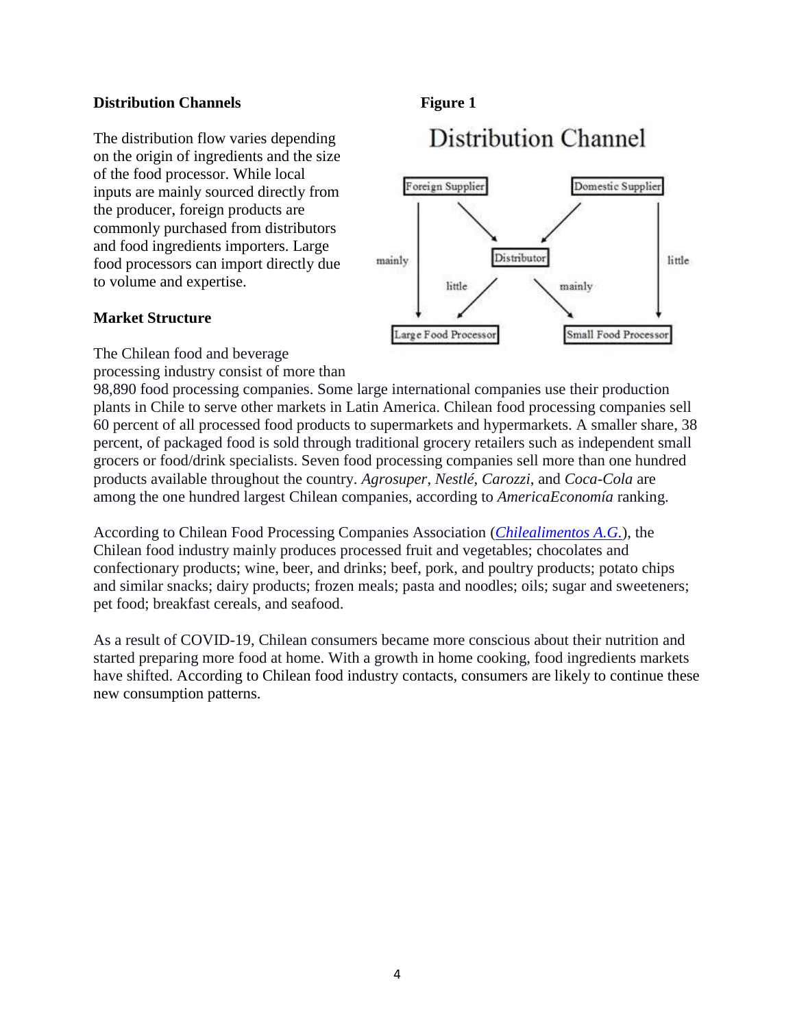## Distribution Channels

The distribution flow varies depending on the origin of ingredients and the size of the food processor. While local inputs are mainly sourced directly from the producer, foreign products are commonly purchased from distributors and food ingredients importers. Large food processors can import directly due to volume and expertise.

**Figure 1**

Distribution Channel

Foreign Supplier

Domestic Supplier

Distributor

mainly

little

little

mainly

Large Food Processor

Small Food Processor

## Market Structure

The Chilean food and beverage processing industry consist of more than 98,890 food processing companies. Some large international companies use their production plants in Chile to serve other markets in Latin America. Chilean food processing companies sell 60 percent of all processed food products to supermarkets and hypermarkets. A smaller share, 38 percent, of packaged food is sold through traditional grocery retailers such as independent small grocers or food/drink specialists. Seven food processing companies sell more than one hundred products available throughout the country. *Agrosuper*, *Nestlé*, *Carozzi*, and *Coca-Cola* are among the one hundred largest Chilean companies, according to *AmericaEconomía* ranking.

According to Chilean Food Processing Companies Association (*Chilealimentos A.G.*), the Chilean food industry mainly produces processed fruit and vegetables; chocolates and confectionary products; wine, beer, and drinks; beef, pork, and poultry products; potato chips and similar snacks; dairy products; frozen meals; pasta and noodles; oils; sugar and sweeteners; pet food; breakfast cereals, and seafood.

As a result of COVID-19, Chilean consumers became more conscious about their nutrition and started preparing more food at home. With a growth in home cooking, food ingredients markets have shifted. According to Chilean food industry contacts, consumers are likely to continue these new consumption patterns.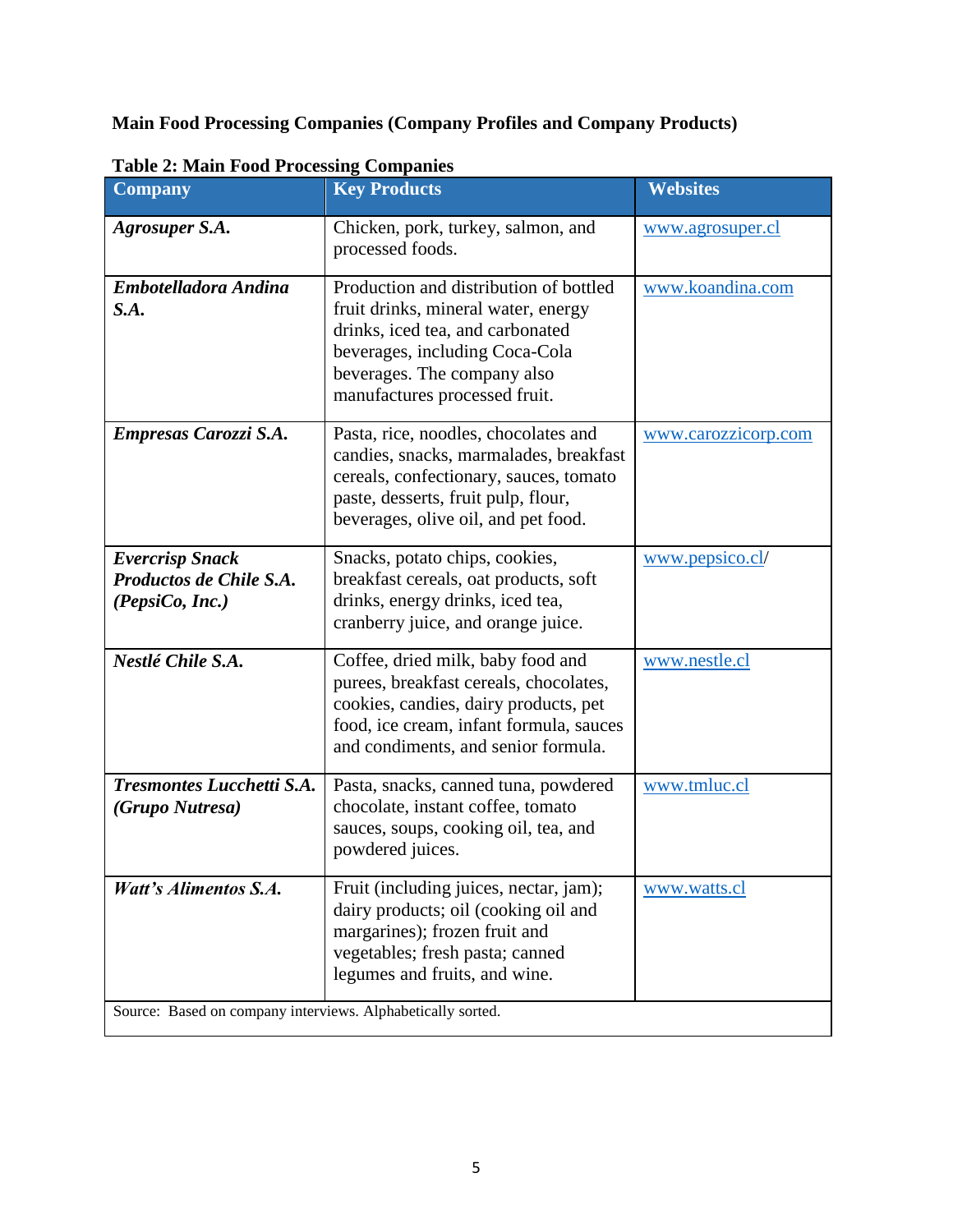**Main Food Processing Companies (Company Profiles and Company Products)**

**Table 2: Main Food Processing Companies**

| Company | Key Products | Websites |
|---|---|---|
| ***Agrosuper S.A.*** | Chicken, pork, turkey, salmon, and processed foods. | www.agrosuper.cl |
| ***Embotelladora Andina S.A.*** | Production and distribution of bottled fruit drinks, mineral water, energy drinks, iced tea, and carbonated beverages, including Coca-Cola beverages. The company also manufactures processed fruit. | www.koandina.com |
| ***Empresas Carozzi S.A.*** | Pasta, rice, noodles, chocolates and candies, snacks, marmalades, breakfast cereals, confectionary, sauces, tomato paste, desserts, fruit pulp, flour, beverages, olive oil, and pet food. | www.carozzicorp.com |
| ***Evercrisp Snack Productos de Chile S.A. (PepsiCo, Inc.)*** | Snacks, potato chips, cookies, breakfast cereals, oat products, soft drinks, energy drinks, iced tea, cranberry juice, and orange juice. | www.pepsico.cl/ |
| ***Nestlé Chile S.A.*** | Coffee, dried milk, baby food and purees, breakfast cereals, chocolates, cookies, candies, dairy products, pet food, ice cream, infant formula, sauces and condiments, and senior formula. | www.nestle.cl |
| ***Tresmontes Lucchetti S.A. (Grupo Nutresa)*** | Pasta, snacks, canned tuna, powdered chocolate, instant coffee, tomato sauces, soups, cooking oil, tea, and powdered juices. | www.tmluc.cl |
| ***Watt's Alimentos S.A.*** | Fruit (including juices, nectar, jam); dairy products; oil (cooking oil and margarines); frozen fruit and vegetables; fresh pasta; canned legumes and fruits, and wine. | www.watts.cl |

Source: Based on company interviews. Alphabetically sorted.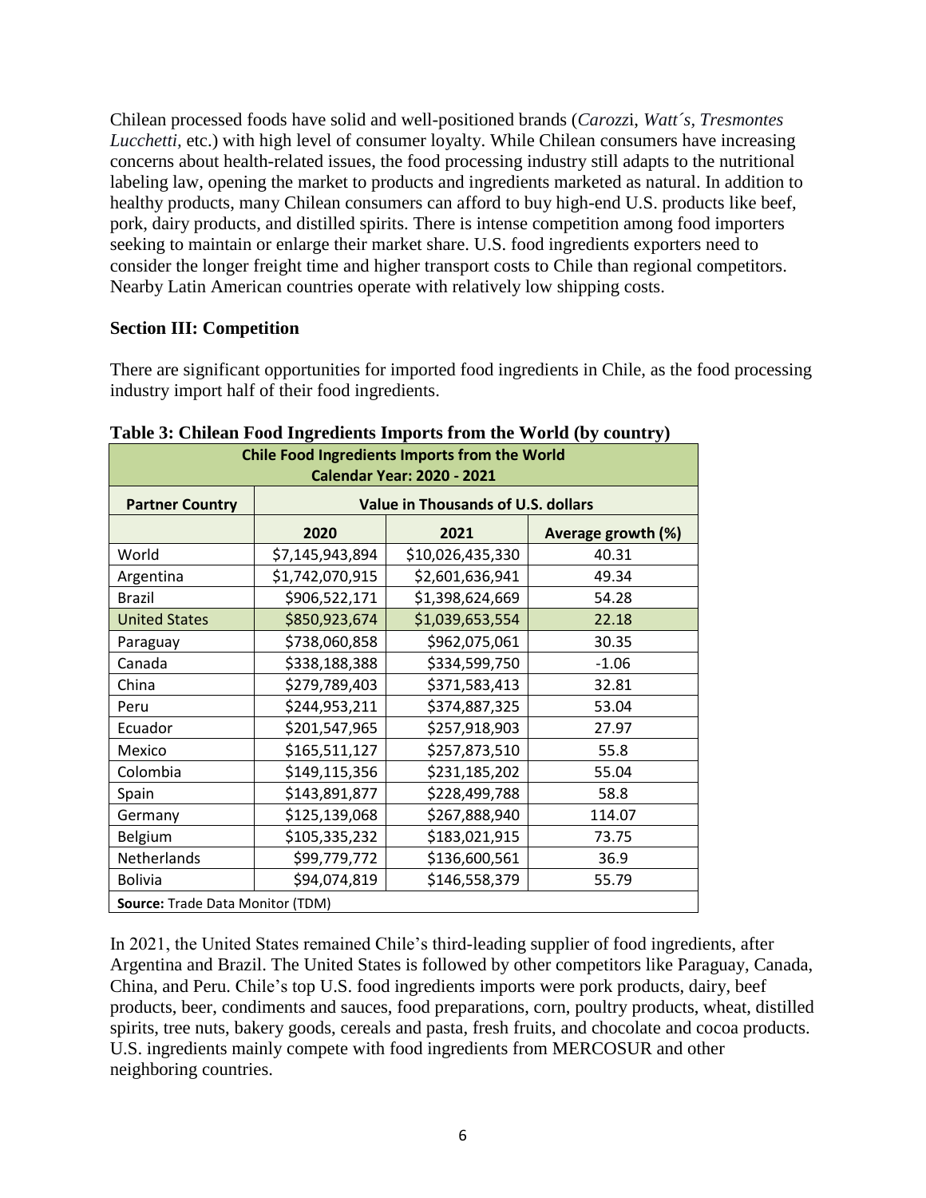Chilean processed foods have solid and well-positioned brands (*Carozzi*, *Watt´s, Tresmontes Lucchetti,* etc.) with high level of consumer loyalty. While Chilean consumers have increasing concerns about health-related issues, the food processing industry still adapts to the nutritional labeling law, opening the market to products and ingredients marketed as natural. In addition to healthy products, many Chilean consumers can afford to buy high-end U.S. products like beef, pork, dairy products, and distilled spirits. There is intense competition among food importers seeking to maintain or enlarge their market share. U.S. food ingredients exporters need to consider the longer freight time and higher transport costs to Chile than regional competitors. Nearby Latin American countries operate with relatively low shipping costs.

## Section III: Competition

There are significant opportunities for imported food ingredients in Chile, as the food processing industry import half of their food ingredients.

**Table 3: Chilean Food Ingredients Imports from the World (by country)**

| Chile Food Ingredients Imports from the World Calendar Year: 2020 - 2021 | | | |
|---|---|---|---|
| **Partner Country** | **Value in Thousands of U.S. dollars** | | |
| | **2020** | **2021** | **Average growth (%)** |
| World | $7,145,943,894 | $10,026,435,330 | 40.31 |
| Argentina | $1,742,070,915 | $2,601,636,941 | 49.34 |
| Brazil | $906,522,171 | $1,398,624,669 | 54.28 |
| United States | $850,923,674 | $1,039,653,554 | 22.18 |
| Paraguay | $738,060,858 | $962,075,061 | 30.35 |
| Canada | $338,188,388 | $334,599,750 | -1.06 |
| China | $279,789,403 | $371,583,413 | 32.81 |
| Peru | $244,953,211 | $374,887,325 | 53.04 |
| Ecuador | $201,547,965 | $257,918,903 | 27.97 |
| Mexico | $165,511,127 | $257,873,510 | 55.8 |
| Colombia | $149,115,356 | $231,185,202 | 55.04 |
| Spain | $143,891,877 | $228,499,788 | 58.8 |
| Germany | $125,139,068 | $267,888,940 | 114.07 |
| Belgium | $105,335,232 | $183,021,915 | 73.75 |
| Netherlands | $99,779,772 | $136,600,561 | 36.9 |
| Bolivia | $94,074,819 | $146,558,379 | 55.79 |
| **Source:** Trade Data Monitor (TDM) | | | |

In 2021, the United States remained Chile's third-leading supplier of food ingredients, after Argentina and Brazil. The United States is followed by other competitors like Paraguay, Canada, China, and Peru. Chile's top U.S. food ingredients imports were pork products, dairy, beef products, beer, condiments and sauces, food preparations, corn, poultry products, wheat, distilled spirits, tree nuts, bakery goods, cereals and pasta, fresh fruits, and chocolate and cocoa products. U.S. ingredients mainly compete with food ingredients from MERCOSUR and other neighboring countries.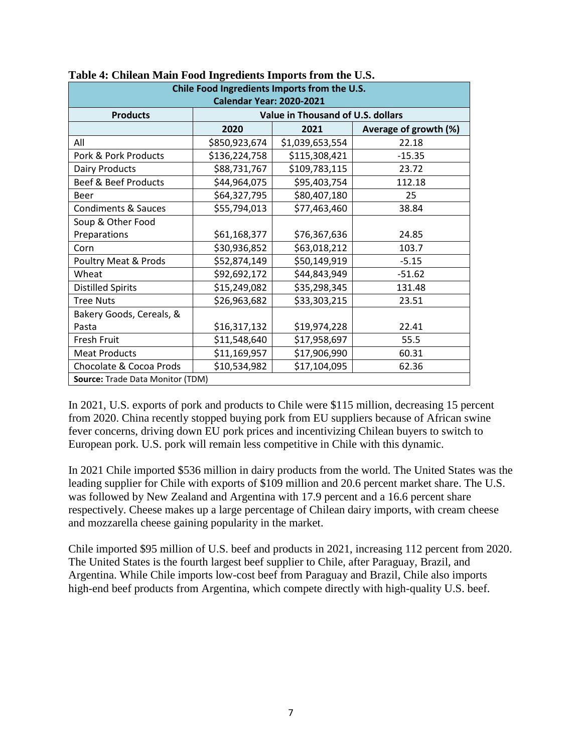**Table 4: Chilean Main Food Ingredients Imports from the U.S.**

| Chile Food Ingredients Imports from the U.S. Calendar Year: 2020-2021 | | | |
|---|---|---|---|
| **Products** | **Value in Thousand of U.S. dollars** | | |
| | **2020** | **2021** | **Average of growth (%)** |
| All | $850,923,674 | $1,039,653,554 | 22.18 |
| Pork & Pork Products | $136,224,758 | $115,308,421 | -15.35 |
| Dairy Products | $88,731,767 | $109,783,115 | 23.72 |
| Beef & Beef Products | $44,964,075 | $95,403,754 | 112.18 |
| Beer | $64,327,795 | $80,407,180 | 25 |
| Condiments & Sauces | $55,794,013 | $77,463,460 | 38.84 |
| Soup & Other Food Preparations | $61,168,377 | $76,367,636 | 24.85 |
| Corn | $30,936,852 | $63,018,212 | 103.7 |
| Poultry Meat & Prods | $52,874,149 | $50,149,919 | -5.15 |
| Wheat | $92,692,172 | $44,843,949 | -51.62 |
| Distilled Spirits | $15,249,082 | $35,298,345 | 131.48 |
| Tree Nuts | $26,963,682 | $33,303,215 | 23.51 |
| Bakery Goods, Cereals, & Pasta | $16,317,132 | $19,974,228 | 22.41 |
| Fresh Fruit | $11,548,640 | $17,958,697 | 55.5 |
| Meat Products | $11,169,957 | $17,906,990 | 60.31 |
| Chocolate & Cocoa Prods | $10,534,982 | $17,104,095 | 62.36 |
| **Source:** Trade Data Monitor (TDM) | | | |

In 2021, U.S. exports of pork and products to Chile were $115 million, decreasing 15 percent from 2020. China recently stopped buying pork from EU suppliers because of African swine fever concerns, driving down EU pork prices and incentivizing Chilean buyers to switch to European pork. U.S. pork will remain less competitive in Chile with this dynamic.

In 2021 Chile imported $536 million in dairy products from the world. The United States was the leading supplier for Chile with exports of $109 million and 20.6 percent market share. The U.S. was followed by New Zealand and Argentina with 17.9 percent and a 16.6 percent share respectively. Cheese makes up a large percentage of Chilean dairy imports, with cream cheese and mozzarella cheese gaining popularity in the market.

Chile imported $95 million of U.S. beef and products in 2021, increasing 112 percent from 2020. The United States is the fourth largest beef supplier to Chile, after Paraguay, Brazil, and Argentina. While Chile imports low-cost beef from Paraguay and Brazil, Chile also imports high-end beef products from Argentina, which compete directly with high-quality U.S. beef.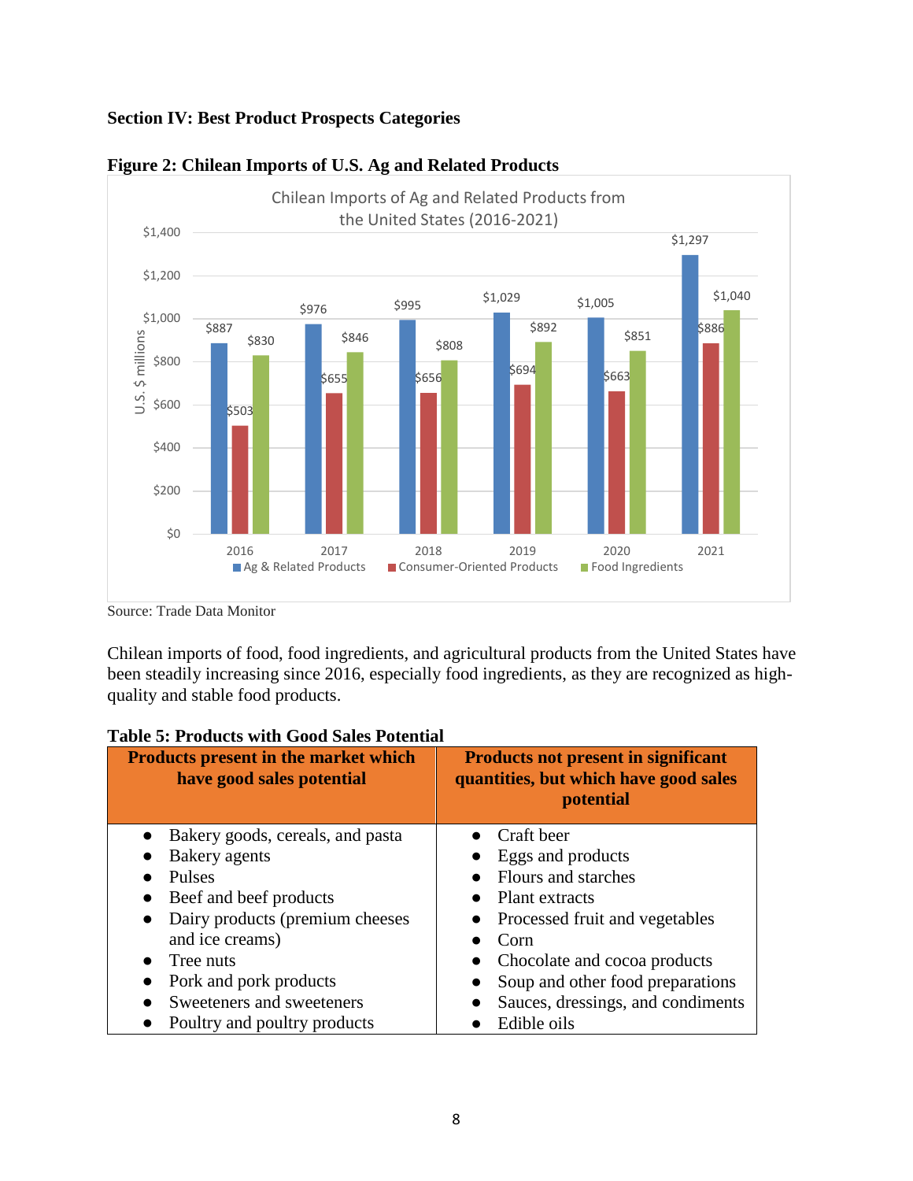**Section IV: Best Product Prospects Categories**

**Figure 2: Chilean Imports of U.S. Ag and Related Products**

Chilean Imports of Ag and Related Products from the United States (2016-2021)

| Year | Ag & Related Products | Consumer-Oriented Products | Food Ingredients |
|---|---|---|---|
| 2016 | $887 | $503 | $830 |
| 2017 | $976 | $655 | $846 |
| 2018 | $995 | $656 | $808 |
| 2019 | $1,029 | $694 | $892 |
| 2020 | $1,005 | $663 | $851 |
| 2021 | $1,297 | $886 | $1,040 |

(U.S. $ millions)

Source: Trade Data Monitor

Chilean imports of food, food ingredients, and agricultural products from the United States have been steadily increasing since 2016, especially food ingredients, as they are recognized as high-quality and stable food products.

**Table 5: Products with Good Sales Potential**

| Products present in the market which have good sales potential | Products not present in significant quantities, but which have good sales potential |
|---|---|
| • Bakery goods, cereals, and pasta<br>• Bakery agents<br>• Pulses<br>• Beef and beef products<br>• Dairy products (premium cheeses and ice creams)<br>• Tree nuts<br>• Pork and pork products<br>• Sweeteners and sweeteners<br>• Poultry and poultry products | • Craft beer<br>• Eggs and products<br>• Flours and starches<br>• Plant extracts<br>• Processed fruit and vegetables<br>• Corn<br>• Chocolate and cocoa products<br>• Soup and other food preparations<br>• Sauces, dressings, and condiments<br>• Edible oils |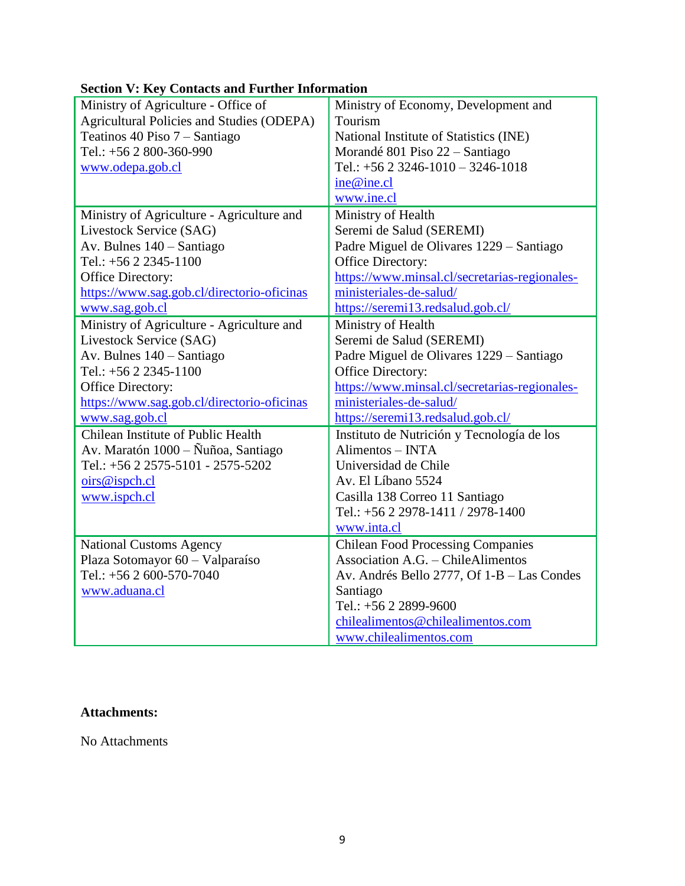**Section V: Key Contacts and Further Information**

| | |
|---|---|
| Ministry of Agriculture - Office of Agricultural Policies and Studies (ODEPA)<br>Teatinos 40 Piso 7 – Santiago<br>Tel.: +56 2 800-360-990<br>www.odepa.gob.cl | Ministry of Economy, Development and Tourism<br>National Institute of Statistics (INE)<br>Morandé 801 Piso 22 – Santiago<br>Tel.: +56 2 3246-1010 – 3246-1018<br>ine@ine.cl<br>www.ine.cl |
| Ministry of Agriculture - Agriculture and Livestock Service (SAG)<br>Av. Bulnes 140 – Santiago<br>Tel.: +56 2 2345-1100<br>Office Directory:<br>https://www.sag.gob.cl/directorio-oficinas<br>www.sag.gob.cl | Ministry of Health<br>Seremi de Salud (SEREMI)<br>Padre Miguel de Olivares 1229 – Santiago<br>Office Directory:<br>https://www.minsal.cl/secretarias-regionales-ministeriales-de-salud/<br>https://seremi13.redsalud.gob.cl/ |
| Ministry of Agriculture - Agriculture and Livestock Service (SAG)<br>Av. Bulnes 140 – Santiago<br>Tel.: +56 2 2345-1100<br>Office Directory:<br>https://www.sag.gob.cl/directorio-oficinas<br>www.sag.gob.cl | Ministry of Health<br>Seremi de Salud (SEREMI)<br>Padre Miguel de Olivares 1229 – Santiago<br>Office Directory:<br>https://www.minsal.cl/secretarias-regionales-ministeriales-de-salud/<br>https://seremi13.redsalud.gob.cl/ |
| Chilean Institute of Public Health<br>Av. Maratón 1000 – Ñuñoa, Santiago<br>Tel.: +56 2 2575-5101 - 2575-5202<br>oirs@ispch.cl<br>www.ispch.cl | Instituto de Nutrición y Tecnología de los Alimentos – INTA<br>Universidad de Chile<br>Av. El Líbano 5524<br>Casilla 138 Correo 11 Santiago<br>Tel.: +56 2 2978-1411 / 2978-1400<br>www.inta.cl |
| National Customs Agency<br>Plaza Sotomayor 60 – Valparaíso<br>Tel.: +56 2 600-570-7040<br>www.aduana.cl | Chilean Food Processing Companies Association A.G. – ChileAlimentos<br>Av. Andrés Bello 2777, Of 1-B – Las Condes Santiago<br>Tel.: +56 2 2899-9600<br>chilealimentos@chilealimentos.com<br>www.chilealimentos.com |

**Attachments:**

No Attachments